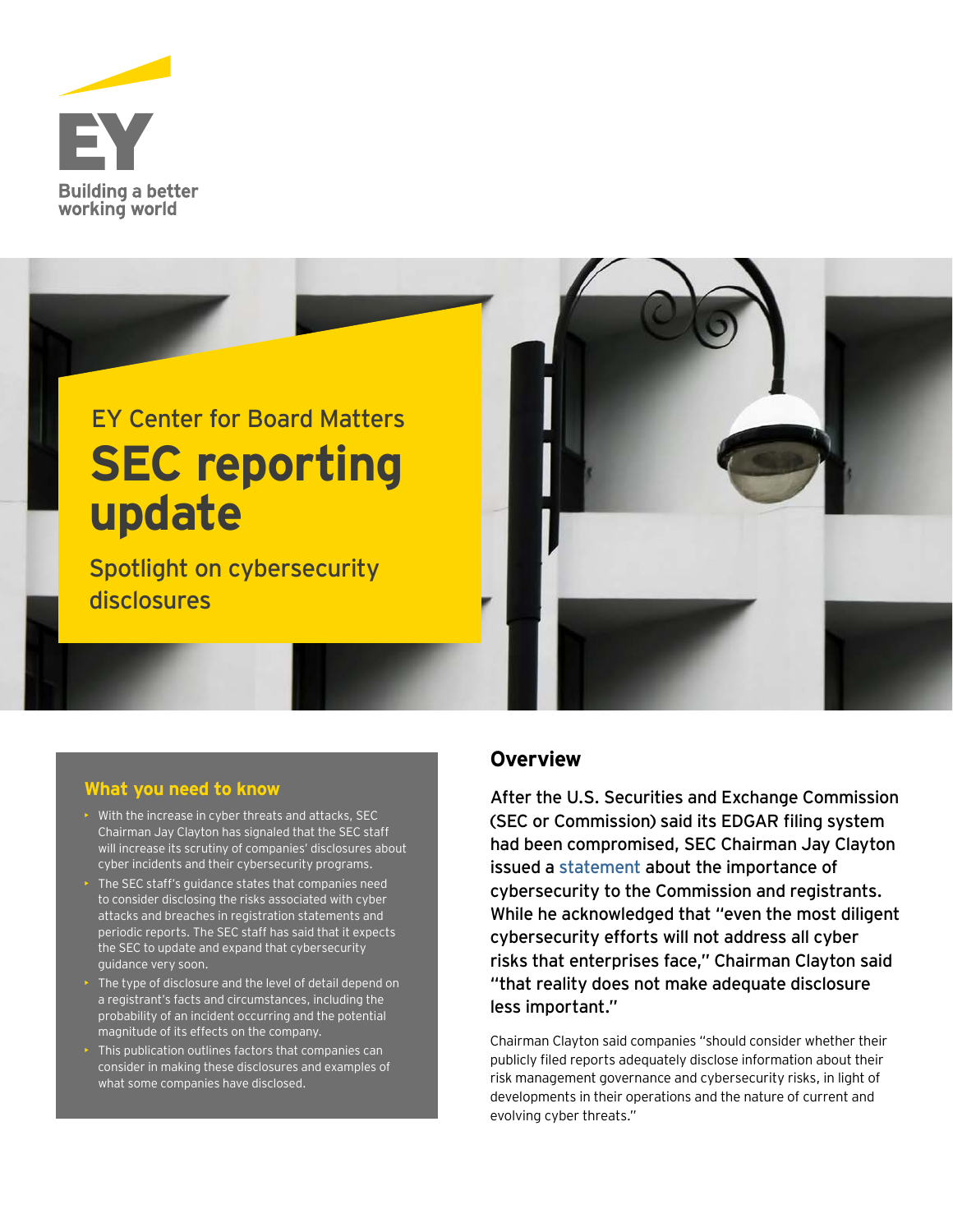EY

Building a better working world

EY Center for Board Matters

# SEC reporting update

## Spotlight on cybersecurity disclosures

### What you need to know

- With the increase in cyber threats and attacks, SEC Chairman Jay Clayton has signaled that the SEC staff will increase its scrutiny of companies' disclosures about cyber incidents and their cybersecurity programs.
- The SEC staff's guidance states that companies need to consider disclosing the risks associated with cyber attacks and breaches in registration statements and periodic reports. The SEC staff has said that it expects the SEC to update and expand that cybersecurity guidance very soon.
- The type of disclosure and the level of detail depend on a registrant's facts and circumstances, including the probability of an incident occurring and the potential magnitude of its effects on the company.
- This publication outlines factors that companies can consider in making these disclosures and examples of what some companies have disclosed.

## Overview

After the U.S. Securities and Exchange Commission (SEC or Commission) said its EDGAR filing system had been compromised, SEC Chairman Jay Clayton issued a statement about the importance of cybersecurity to the Commission and registrants. While he acknowledged that "even the most diligent cybersecurity efforts will not address all cyber risks that enterprises face," Chairman Clayton said "that reality does not make adequate disclosure less important."

Chairman Clayton said companies "should consider whether their publicly filed reports adequately disclose information about their risk management governance and cybersecurity risks, in light of developments in their operations and the nature of current and evolving cyber threats."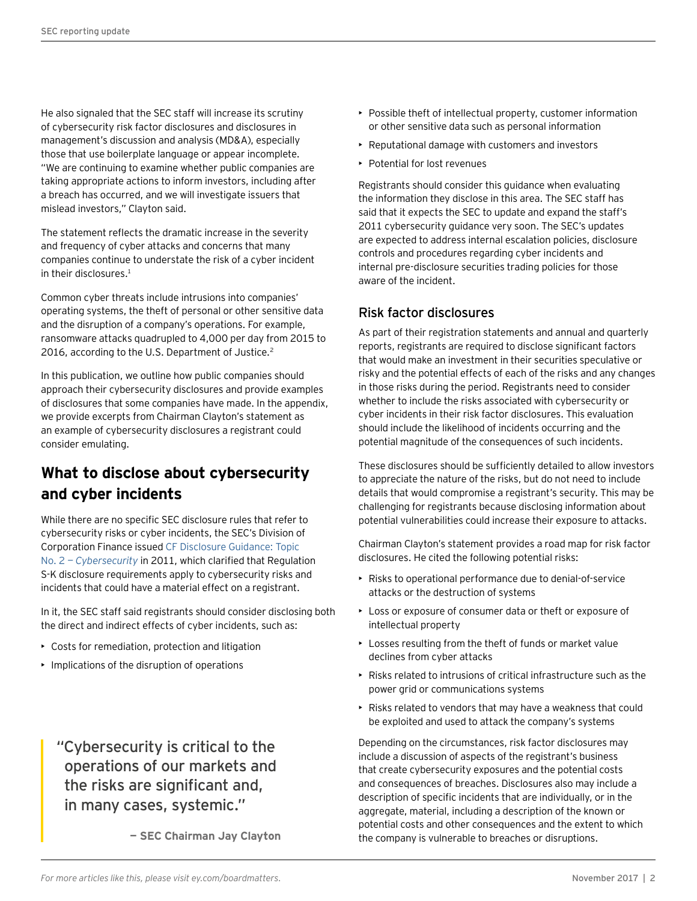He also signaled that the SEC staff will increase its scrutiny of cybersecurity risk factor disclosures and disclosures in management's discussion and analysis (MD&A), especially those that use boilerplate language or appear incomplete. "We are continuing to examine whether public companies are taking appropriate actions to inform investors, including after a breach has occurred, and we will investigate issuers that mislead investors," Clayton said.

The statement reflects the dramatic increase in the severity and frequency of cyber attacks and concerns that many companies continue to understate the risk of a cyber incident in their disclosures.[1]

Common cyber threats include intrusions into companies' operating systems, the theft of personal or other sensitive data and the disruption of a company's operations. For example, ransomware attacks quadrupled to 4,000 per day from 2015 to 2016, according to the U.S. Department of Justice.[2]

In this publication, we outline how public companies should approach their cybersecurity disclosures and provide examples of disclosures that some companies have made. In the appendix, we provide excerpts from Chairman Clayton's statement as an example of cybersecurity disclosures a registrant could consider emulating.

## What to disclose about cybersecurity and cyber incidents

While there are no specific SEC disclosure rules that refer to cybersecurity risks or cyber incidents, the SEC's Division of Corporation Finance issued CF Disclosure Guidance: Topic No. 2 — *Cybersecurity* in 2011, which clarified that Regulation S-K disclosure requirements apply to cybersecurity risks and incidents that could have a material effect on a registrant.

In it, the SEC staff said registrants should consider disclosing both the direct and indirect effects of cyber incidents, such as:

- Costs for remediation, protection and litigation
- Implications of the disruption of operations
- Possible theft of intellectual property, customer information or other sensitive data such as personal information
- Reputational damage with customers and investors
- Potential for lost revenues

> "Cybersecurity is critical to the operations of our markets and the risks are significant and, in many cases, systemic."
>
> **— SEC Chairman Jay Clayton**

Registrants should consider this guidance when evaluating the information they disclose in this area. The SEC staff has said that it expects the SEC to update and expand the staff's 2011 cybersecurity guidance very soon. The SEC's updates are expected to address internal escalation policies, disclosure controls and procedures regarding cyber incidents and internal pre-disclosure securities trading policies for those aware of the incident.

### Risk factor disclosures

As part of their registration statements and annual and quarterly reports, registrants are required to disclose significant factors that would make an investment in their securities speculative or risky and the potential effects of each of the risks and any changes in those risks during the period. Registrants need to consider whether to include the risks associated with cybersecurity or cyber incidents in their risk factor disclosures. This evaluation should include the likelihood of incidents occurring and the potential magnitude of the consequences of such incidents.

These disclosures should be sufficiently detailed to allow investors to appreciate the nature of the risks, but do not need to include details that would compromise a registrant's security. This may be challenging for registrants because disclosing information about potential vulnerabilities could increase their exposure to attacks.

Chairman Clayton's statement provides a road map for risk factor disclosures. He cited the following potential risks:

- Risks to operational performance due to denial-of-service attacks or the destruction of systems
- Loss or exposure of consumer data or theft or exposure of intellectual property
- Losses resulting from the theft of funds or market value declines from cyber attacks
- Risks related to intrusions of critical infrastructure such as the power grid or communications systems
- Risks related to vendors that may have a weakness that could be exploited and used to attack the company's systems

Depending on the circumstances, risk factor disclosures may include a discussion of aspects of the registrant's business that create cybersecurity exposures and the potential costs and consequences of breaches. Disclosures also may include a description of specific incidents that are individually, or in the aggregate, material, including a description of the known or potential costs and other consequences and the extent to which the company is vulnerable to breaches or disruptions.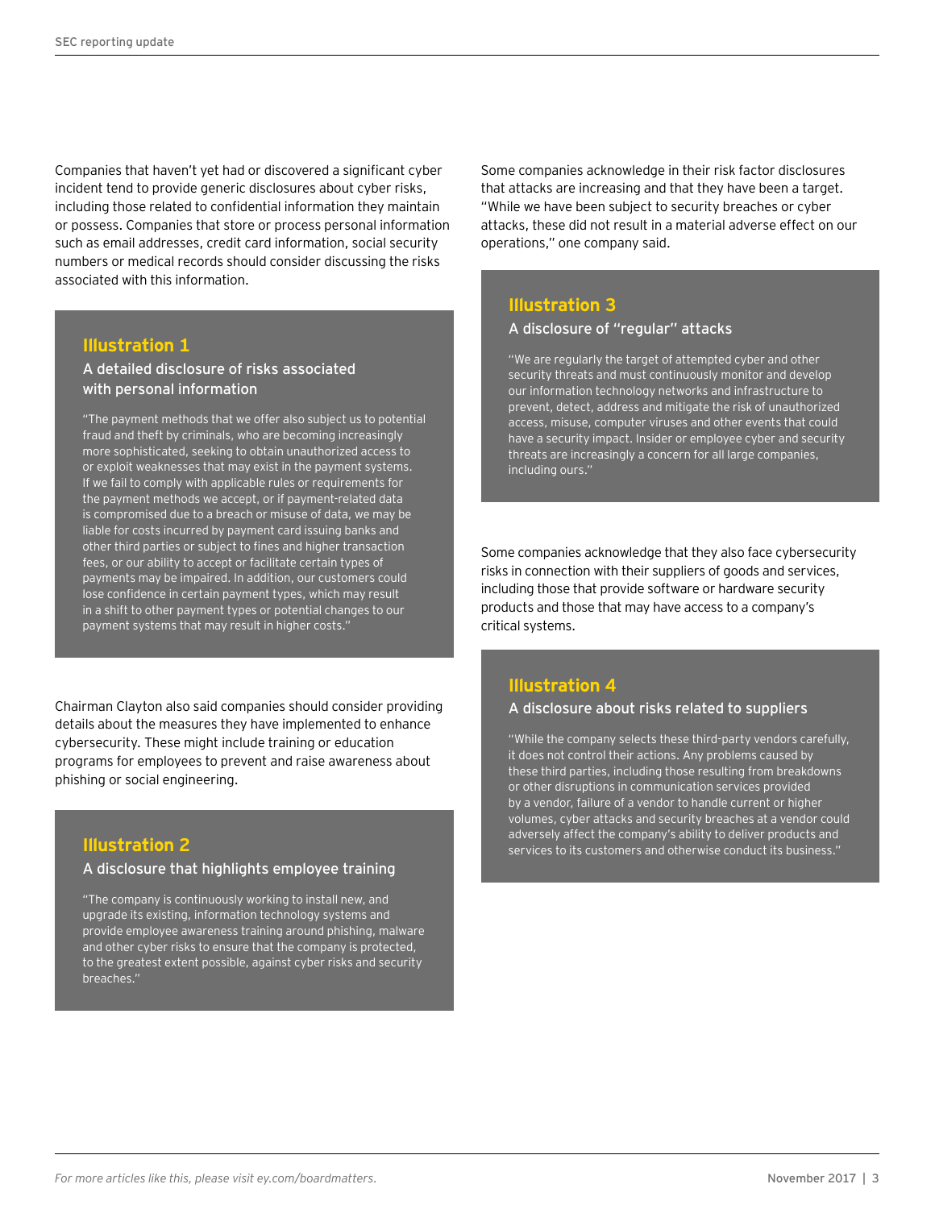Companies that haven't yet had or discovered a significant cyber incident tend to provide generic disclosures about cyber risks, including those related to confidential information they maintain or possess. Companies that store or process personal information such as email addresses, credit card information, social security numbers or medical records should consider discussing the risks associated with this information.

### Illustration 1

**A detailed disclosure of risks associated with personal information**

"The payment methods that we offer also subject us to potential fraud and theft by criminals, who are becoming increasingly more sophisticated, seeking to obtain unauthorized access to or exploit weaknesses that may exist in the payment systems. If we fail to comply with applicable rules or requirements for the payment methods we accept, or if payment-related data is compromised due to a breach or misuse of data, we may be liable for costs incurred by payment card issuing banks and other third parties or subject to fines and higher transaction fees, or our ability to accept or facilitate certain types of payments may be impaired. In addition, our customers could lose confidence in certain payment types, which may result in a shift to other payment types or potential changes to our payment systems that may result in higher costs."

Chairman Clayton also said companies should consider providing details about the measures they have implemented to enhance cybersecurity. These might include training or education programs for employees to prevent and raise awareness about phishing or social engineering.

### Illustration 2

**A disclosure that highlights employee training**

"The company is continuously working to install new, and upgrade its existing, information technology systems and provide employee awareness training around phishing, malware and other cyber risks to ensure that the company is protected, to the greatest extent possible, against cyber risks and security breaches."

Some companies acknowledge in their risk factor disclosures that attacks are increasing and that they have been a target. "While we have been subject to security breaches or cyber attacks, these did not result in a material adverse effect on our operations," one company said.

### Illustration 3

**A disclosure of "regular" attacks**

"We are regularly the target of attempted cyber and other security threats and must continuously monitor and develop our information technology networks and infrastructure to prevent, detect, address and mitigate the risk of unauthorized access, misuse, computer viruses and other events that could have a security impact. Insider or employee cyber and security threats are increasingly a concern for all large companies, including ours."

Some companies acknowledge that they also face cybersecurity risks in connection with their suppliers of goods and services, including those that provide software or hardware security products and those that may have access to a company's critical systems.

### Illustration 4

**A disclosure about risks related to suppliers**

"While the company selects these third-party vendors carefully, it does not control their actions. Any problems caused by these third parties, including those resulting from breakdowns or other disruptions in communication services provided by a vendor, failure of a vendor to handle current or higher volumes, cyber attacks and security breaches at a vendor could adversely affect the company's ability to deliver products and services to its customers and otherwise conduct its business."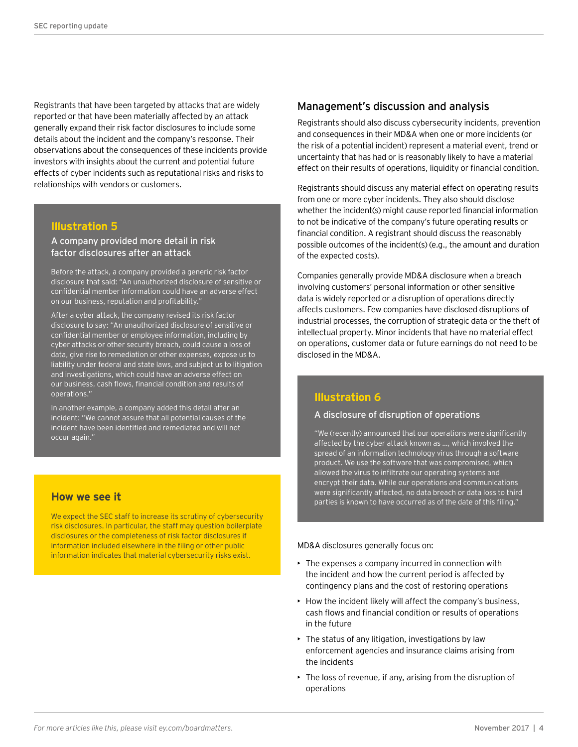Registrants that have been targeted by attacks that are widely reported or that have been materially affected by an attack generally expand their risk factor disclosures to include some details about the incident and the company's response. Their observations about the consequences of these incidents provide investors with insights about the current and potential future effects of cyber incidents such as reputational risks and risks to relationships with vendors or customers.

### Illustration 5

**A company provided more detail in risk factor disclosures after an attack**

Before the attack, a company provided a generic risk factor disclosure that said: "An unauthorized disclosure of sensitive or confidential member information could have an adverse effect on our business, reputation and profitability."

After a cyber attack, the company revised its risk factor disclosure to say: "An unauthorized disclosure of sensitive or confidential member or employee information, including by cyber attacks or other security breach, could cause a loss of data, give rise to remediation or other expenses, expose us to liability under federal and state laws, and subject us to litigation and investigations, which could have an adverse effect on our business, cash flows, financial condition and results of operations."

In another example, a company added this detail after an incident: "We cannot assure that all potential causes of the incident have been identified and remediated and will not occur again."

### How we see it

We expect the SEC staff to increase its scrutiny of cybersecurity risk disclosures. In particular, the staff may question boilerplate disclosures or the completeness of risk factor disclosures if information included elsewhere in the filing or other public information indicates that material cybersecurity risks exist.

## Management's discussion and analysis

Registrants should also discuss cybersecurity incidents, prevention and consequences in their MD&A when one or more incidents (or the risk of a potential incident) represent a material event, trend or uncertainty that has had or is reasonably likely to have a material effect on their results of operations, liquidity or financial condition.

Registrants should discuss any material effect on operating results from one or more cyber incidents. They also should disclose whether the incident(s) might cause reported financial information to not be indicative of the company's future operating results or financial condition. A registrant should discuss the reasonably possible outcomes of the incident(s) (e.g., the amount and duration of the expected costs).

Companies generally provide MD&A disclosure when a breach involving customers' personal information or other sensitive data is widely reported or a disruption of operations directly affects customers. Few companies have disclosed disruptions of industrial processes, the corruption of strategic data or the theft of intellectual property. Minor incidents that have no material effect on operations, customer data or future earnings do not need to be disclosed in the MD&A.

### Illustration 6

**A disclosure of disruption of operations**

"We (recently) announced that our operations were significantly affected by the cyber attack known as ..., which involved the spread of an information technology virus through a software product. We use the software that was compromised, which allowed the virus to infiltrate our operating systems and encrypt their data. While our operations and communications were significantly affected, no data breach or data loss to third parties is known to have occurred as of the date of this filing."

MD&A disclosures generally focus on:

- The expenses a company incurred in connection with the incident and how the current period is affected by contingency plans and the cost of restoring operations
- How the incident likely will affect the company's business, cash flows and financial condition or results of operations in the future
- The status of any litigation, investigations by law enforcement agencies and insurance claims arising from the incidents
- The loss of revenue, if any, arising from the disruption of operations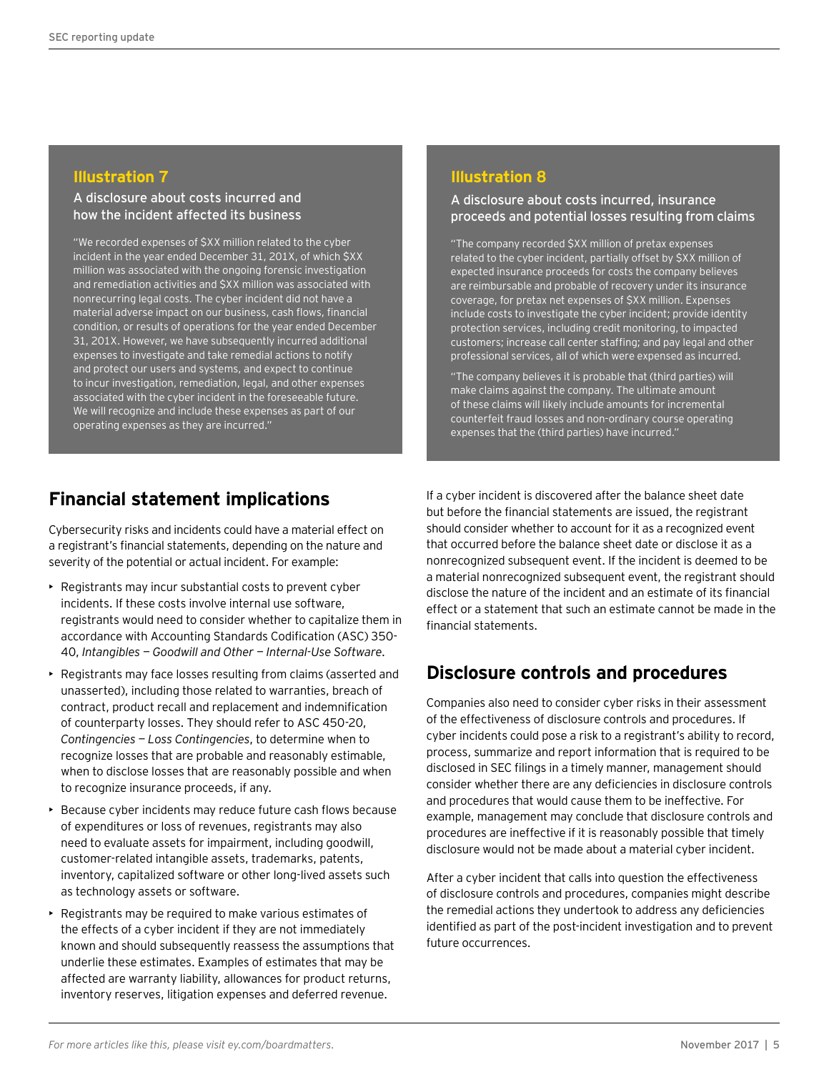### Illustration 7

A disclosure about costs incurred and how the incident affected its business

"We recorded expenses of $XX million related to the cyber incident in the year ended December 31, 201X, of which $XX million was associated with the ongoing forensic investigation and remediation activities and $XX million was associated with nonrecurring legal costs. The cyber incident did not have a material adverse impact on our business, cash flows, financial condition, or results of operations for the year ended December 31, 201X. However, we have subsequently incurred additional expenses to investigate and take remedial actions to notify and protect our users and systems, and expect to continue to incur investigation, remediation, legal, and other expenses associated with the cyber incident in the foreseeable future. We will recognize and include these expenses as part of our operating expenses as they are incurred."

### Illustration 8

A disclosure about costs incurred, insurance proceeds and potential losses resulting from claims

"The company recorded $XX million of pretax expenses related to the cyber incident, partially offset by $XX million of expected insurance proceeds for costs the company believes are reimbursable and probable of recovery under its insurance coverage, for pretax net expenses of $XX million. Expenses include costs to investigate the cyber incident; provide identity protection services, including credit monitoring, to impacted customers; increase call center staffing; and pay legal and other professional services, all of which were expensed as incurred.

"The company believes it is probable that (third parties) will make claims against the company. The ultimate amount of these claims will likely include amounts for incremental counterfeit fraud losses and non-ordinary course operating expenses that the (third parties) have incurred."

## Financial statement implications

Cybersecurity risks and incidents could have a material effect on a registrant's financial statements, depending on the nature and severity of the potential or actual incident. For example:

- Registrants may incur substantial costs to prevent cyber incidents. If these costs involve internal use software, registrants would need to consider whether to capitalize them in accordance with Accounting Standards Codification (ASC) 350-40, *Intangibles — Goodwill and Other — Internal-Use Software*.
- Registrants may face losses resulting from claims (asserted and unasserted), including those related to warranties, breach of contract, product recall and replacement and indemnification of counterparty losses. They should refer to ASC 450-20, *Contingencies — Loss Contingencies*, to determine when to recognize losses that are probable and reasonably estimable, when to disclose losses that are reasonably possible and when to recognize insurance proceeds, if any.
- Because cyber incidents may reduce future cash flows because of expenditures or loss of revenues, registrants may also need to evaluate assets for impairment, including goodwill, customer-related intangible assets, trademarks, patents, inventory, capitalized software or other long-lived assets such as technology assets or software.
- Registrants may be required to make various estimates of the effects of a cyber incident if they are not immediately known and should subsequently reassess the assumptions that underlie these estimates. Examples of estimates that may be affected are warranty liability, allowances for product returns, inventory reserves, litigation expenses and deferred revenue.

If a cyber incident is discovered after the balance sheet date but before the financial statements are issued, the registrant should consider whether to account for it as a recognized event that occurred before the balance sheet date or disclose it as a nonrecognized subsequent event. If the incident is deemed to be a material nonrecognized subsequent event, the registrant should disclose the nature of the incident and an estimate of its financial effect or a statement that such an estimate cannot be made in the financial statements.

## Disclosure controls and procedures

Companies also need to consider cyber risks in their assessment of the effectiveness of disclosure controls and procedures. If cyber incidents could pose a risk to a registrant's ability to record, process, summarize and report information that is required to be disclosed in SEC filings in a timely manner, management should consider whether there are any deficiencies in disclosure controls and procedures that would cause them to be ineffective. For example, management may conclude that disclosure controls and procedures are ineffective if it is reasonably possible that timely disclosure would not be made about a material cyber incident.

After a cyber incident that calls into question the effectiveness of disclosure controls and procedures, companies might describe the remedial actions they undertook to address any deficiencies identified as part of the post-incident investigation and to prevent future occurrences.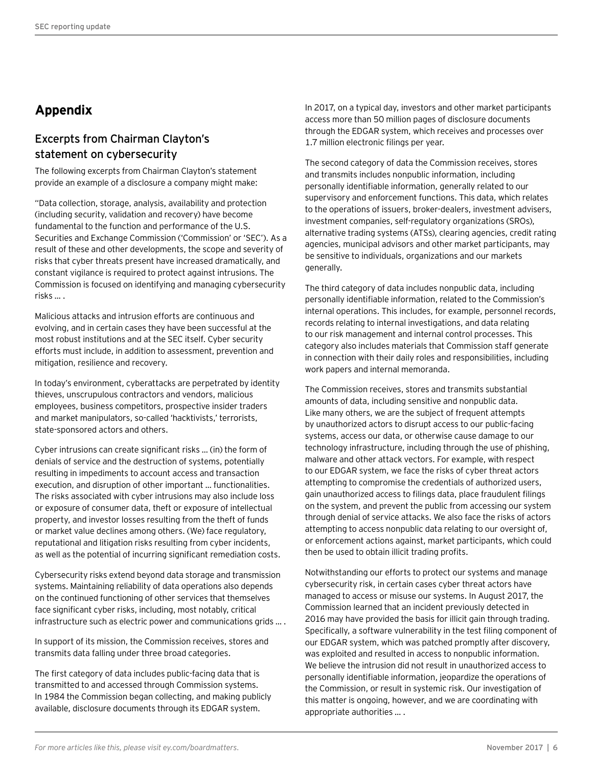# Appendix

## Excerpts from Chairman Clayton's statement on cybersecurity

The following excerpts from Chairman Clayton's statement provide an example of a disclosure a company might make:

"Data collection, storage, analysis, availability and protection (including security, validation and recovery) have become fundamental to the function and performance of the U.S. Securities and Exchange Commission ('Commission' or 'SEC'). As a result of these and other developments, the scope and severity of risks that cyber threats present have increased dramatically, and constant vigilance is required to protect against intrusions. The Commission is focused on identifying and managing cybersecurity risks … .

Malicious attacks and intrusion efforts are continuous and evolving, and in certain cases they have been successful at the most robust institutions and at the SEC itself. Cyber security efforts must include, in addition to assessment, prevention and mitigation, resilience and recovery.

In today's environment, cyberattacks are perpetrated by identity thieves, unscrupulous contractors and vendors, malicious employees, business competitors, prospective insider traders and market manipulators, so-called 'hacktivists,' terrorists, state-sponsored actors and others.

Cyber intrusions can create significant risks … (in) the form of denials of service and the destruction of systems, potentially resulting in impediments to account access and transaction execution, and disruption of other important … functionalities. The risks associated with cyber intrusions may also include loss or exposure of consumer data, theft or exposure of intellectual property, and investor losses resulting from the theft of funds or market value declines among others. (We) face regulatory, reputational and litigation risks resulting from cyber incidents, as well as the potential of incurring significant remediation costs.

Cybersecurity risks extend beyond data storage and transmission systems. Maintaining reliability of data operations also depends on the continued functioning of other services that themselves face significant cyber risks, including, most notably, critical infrastructure such as electric power and communications grids … .

In support of its mission, the Commission receives, stores and transmits data falling under three broad categories.

The first category of data includes public-facing data that is transmitted to and accessed through Commission systems. In 1984 the Commission began collecting, and making publicly available, disclosure documents through its EDGAR system. In 2017, on a typical day, investors and other market participants access more than 50 million pages of disclosure documents through the EDGAR system, which receives and processes over 1.7 million electronic filings per year.

The second category of data the Commission receives, stores and transmits includes nonpublic information, including personally identifiable information, generally related to our supervisory and enforcement functions. This data, which relates to the operations of issuers, broker-dealers, investment advisers, investment companies, self-regulatory organizations (SROs), alternative trading systems (ATSs), clearing agencies, credit rating agencies, municipal advisors and other market participants, may be sensitive to individuals, organizations and our markets generally.

The third category of data includes nonpublic data, including personally identifiable information, related to the Commission's internal operations. This includes, for example, personnel records, records relating to internal investigations, and data relating to our risk management and internal control processes. This category also includes materials that Commission staff generate in connection with their daily roles and responsibilities, including work papers and internal memoranda.

The Commission receives, stores and transmits substantial amounts of data, including sensitive and nonpublic data. Like many others, we are the subject of frequent attempts by unauthorized actors to disrupt access to our public-facing systems, access our data, or otherwise cause damage to our technology infrastructure, including through the use of phishing, malware and other attack vectors. For example, with respect to our EDGAR system, we face the risks of cyber threat actors attempting to compromise the credentials of authorized users, gain unauthorized access to filings data, place fraudulent filings on the system, and prevent the public from accessing our system through denial of service attacks. We also face the risks of actors attempting to access nonpublic data relating to our oversight of, or enforcement actions against, market participants, which could then be used to obtain illicit trading profits.

Notwithstanding our efforts to protect our systems and manage cybersecurity risk, in certain cases cyber threat actors have managed to access or misuse our systems. In August 2017, the Commission learned that an incident previously detected in 2016 may have provided the basis for illicit gain through trading. Specifically, a software vulnerability in the test filing component of our EDGAR system, which was patched promptly after discovery, was exploited and resulted in access to nonpublic information. We believe the intrusion did not result in unauthorized access to personally identifiable information, jeopardize the operations of the Commission, or result in systemic risk. Our investigation of this matter is ongoing, however, and we are coordinating with appropriate authorities … .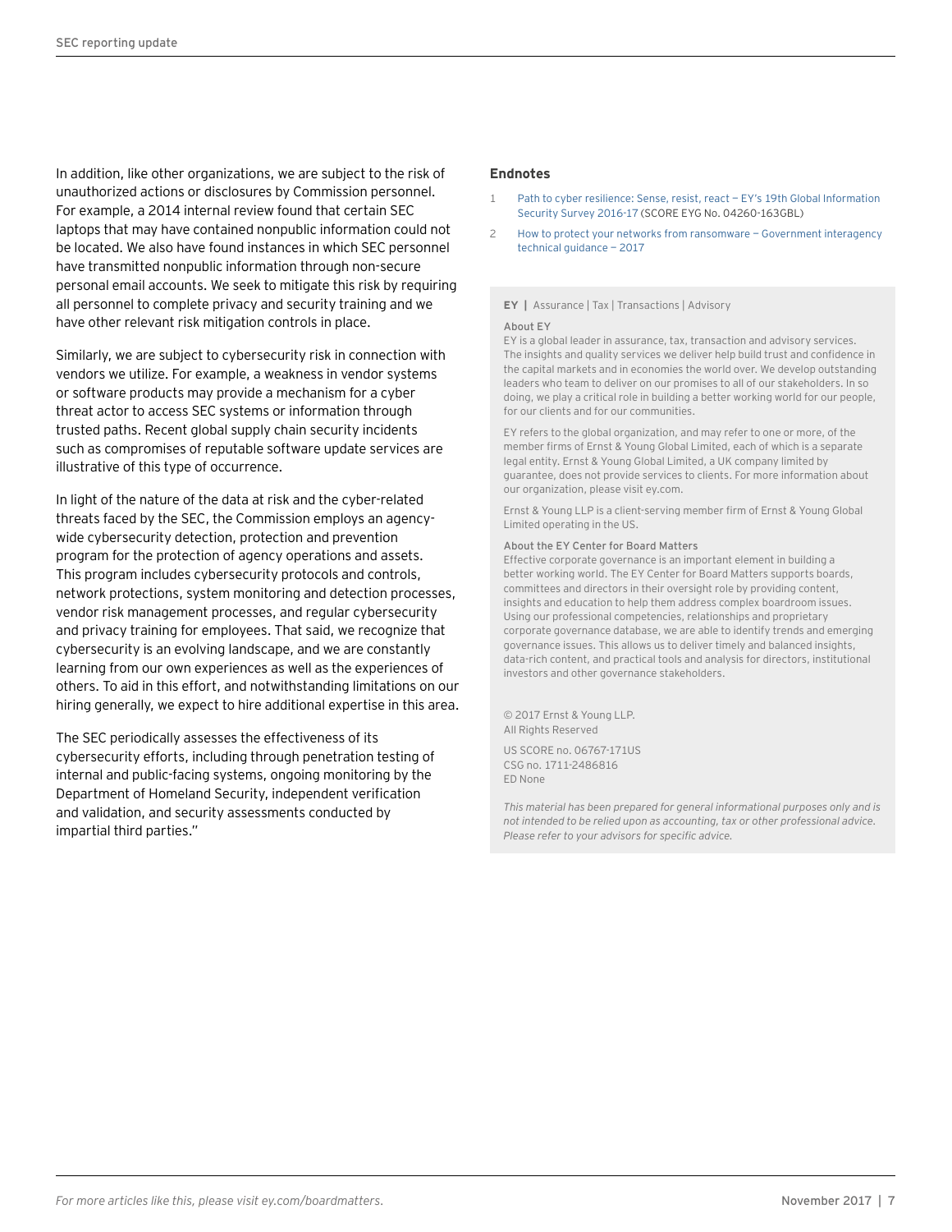In addition, like other organizations, we are subject to the risk of unauthorized actions or disclosures by Commission personnel. For example, a 2014 internal review found that certain SEC laptops that may have contained nonpublic information could not be located. We also have found instances in which SEC personnel have transmitted nonpublic information through non-secure personal email accounts. We seek to mitigate this risk by requiring all personnel to complete privacy and security training and we have other relevant risk mitigation controls in place.

Similarly, we are subject to cybersecurity risk in connection with vendors we utilize. For example, a weakness in vendor systems or software products may provide a mechanism for a cyber threat actor to access SEC systems or information through trusted paths. Recent global supply chain security incidents such as compromises of reputable software update services are illustrative of this type of occurrence.

In light of the nature of the data at risk and the cyber-related threats faced by the SEC, the Commission employs an agency-wide cybersecurity detection, protection and prevention program for the protection of agency operations and assets. This program includes cybersecurity protocols and controls, network protections, system monitoring and detection processes, vendor risk management processes, and regular cybersecurity and privacy training for employees. That said, we recognize that cybersecurity is an evolving landscape, and we are constantly learning from our own experiences as well as the experiences of others. To aid in this effort, and notwithstanding limitations on our hiring generally, we expect to hire additional expertise in this area.

The SEC periodically assesses the effectiveness of its cybersecurity efforts, including through penetration testing of internal and public-facing systems, ongoing monitoring by the Department of Homeland Security, independent verification and validation, and security assessments conducted by impartial third parties."

**Endnotes**

1. Path to cyber resilience: Sense, resist, react — EY's 19th Global Information Security Survey 2016-17 (SCORE EYG No. 04260-163GBL)
2. How to protect your networks from ransomware — Government interagency technical guidance — 2017

**EY |** Assurance | Tax | Transactions | Advisory

About EY
EY is a global leader in assurance, tax, transaction and advisory services. The insights and quality services we deliver help build trust and confidence in the capital markets and in economies the world over. We develop outstanding leaders who team to deliver on our promises to all of our stakeholders. In so doing, we play a critical role in building a better working world for our people, for our clients and for our communities.

EY refers to the global organization, and may refer to one or more, of the member firms of Ernst & Young Global Limited, each of which is a separate legal entity. Ernst & Young Global Limited, a UK company limited by guarantee, does not provide services to clients. For more information about our organization, please visit ey.com.

Ernst & Young LLP is a client-serving member firm of Ernst & Young Global Limited operating in the US.

About the EY Center for Board Matters
Effective corporate governance is an important element in building a better working world. The EY Center for Board Matters supports boards, committees and directors in their oversight role by providing content, insights and education to help them address complex boardroom issues. Using our professional competencies, relationships and proprietary corporate governance database, we are able to identify trends and emerging governance issues. This allows us to deliver timely and balanced insights, data-rich content, and practical tools and analysis for directors, institutional investors and other governance stakeholders.

© 2017 Ernst & Young LLP.
All Rights Reserved

US SCORE no. 06767-171US
CSG no. 1711-2486816
ED None

*This material has been prepared for general informational purposes only and is not intended to be relied upon as accounting, tax or other professional advice. Please refer to your advisors for specific advice.*